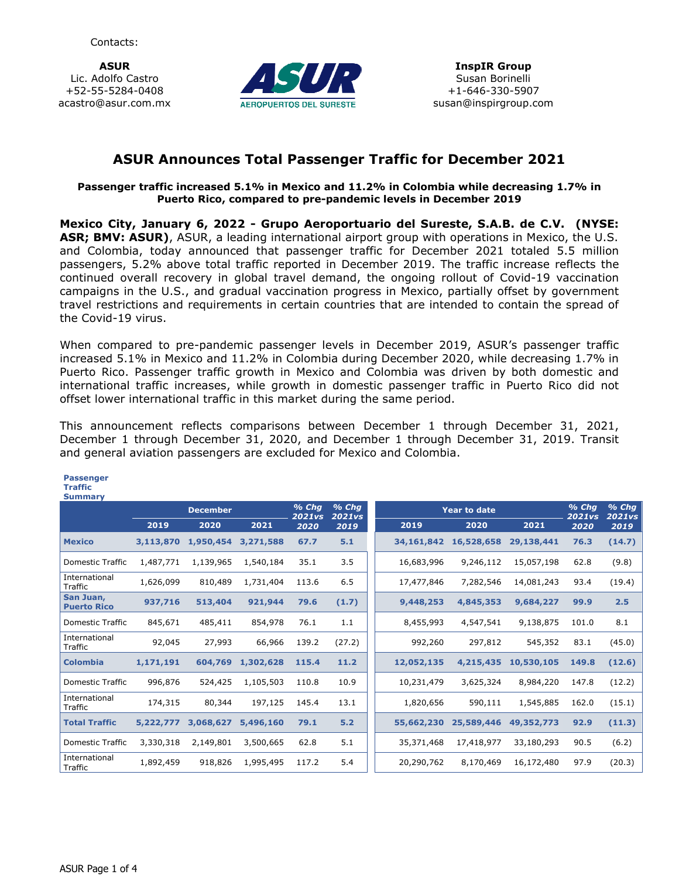Contacts:

**ASUR**
Lic. Adolfo Castro
+52-55-5284-0408
acastro@asur.com.mx

**InspIR Group**
Susan Borinelli
+1-646-330-5907
susan@inspirgroup.com

# ASUR Announces Total Passenger Traffic for December 2021

**Passenger traffic increased 5.1% in Mexico and 11.2% in Colombia while decreasing 1.7% in Puerto Rico, compared to pre-pandemic levels in December 2019**

**Mexico City, January 6, 2022 - Grupo Aeroportuario del Sureste, S.A.B. de C.V. (NYSE: ASR; BMV: ASUR)**, ASUR, a leading international airport group with operations in Mexico, the U.S. and Colombia, today announced that passenger traffic for December 2021 totaled 5.5 million passengers, 5.2% above total traffic reported in December 2019. The traffic increase reflects the continued overall recovery in global travel demand, the ongoing rollout of Covid-19 vaccination campaigns in the U.S., and gradual vaccination progress in Mexico, partially offset by government travel restrictions and requirements in certain countries that are intended to contain the spread of the Covid-19 virus.

When compared to pre-pandemic passenger levels in December 2019, ASUR's passenger traffic increased 5.1% in Mexico and 11.2% in Colombia during December 2020, while decreasing 1.7% in Puerto Rico. Passenger traffic growth in Mexico and Colombia was driven by both domestic and international traffic increases, while growth in domestic passenger traffic in Puerto Rico did not offset lower international traffic in this market during the same period.

This announcement reflects comparisons between December 1 through December 31, 2021, December 1 through December 31, 2020, and December 1 through December 31, 2019. Transit and general aviation passengers are excluded for Mexico and Colombia.

**Passenger Traffic Summary**

| | December | | | % Chg 2021vs 2020 | % Chg 2021vs 2019 | Year to date | | | % Chg 2021vs 2020 | % Chg 2021vs 2019 |
|---|---|---|---|---|---|---|---|---|---|---|
| | 2019 | 2020 | 2021 | | | 2019 | 2020 | 2021 | | |
| **Mexico** | **3,113,870** | **1,950,454** | **3,271,588** | **67.7** | **5.1** | **34,161,842** | **16,528,658** | **29,138,441** | **76.3** | **(14.7)** |
| Domestic Traffic | 1,487,771 | 1,139,965 | 1,540,184 | 35.1 | 3.5 | 16,683,996 | 9,246,112 | 15,057,198 | 62.8 | (9.8) |
| International Traffic | 1,626,099 | 810,489 | 1,731,404 | 113.6 | 6.5 | 17,477,846 | 7,282,546 | 14,081,243 | 93.4 | (19.4) |
| **San Juan, Puerto Rico** | **937,716** | **513,404** | **921,944** | **79.6** | **(1.7)** | **9,448,253** | **4,845,353** | **9,684,227** | **99.9** | **2.5** |
| Domestic Traffic | 845,671 | 485,411 | 854,978 | 76.1 | 1.1 | 8,455,993 | 4,547,541 | 9,138,875 | 101.0 | 8.1 |
| International Traffic | 92,045 | 27,993 | 66,966 | 139.2 | (27.2) | 992,260 | 297,812 | 545,352 | 83.1 | (45.0) |
| **Colombia** | **1,171,191** | **604,769** | **1,302,628** | **115.4** | **11.2** | **12,052,135** | **4,215,435** | **10,530,105** | **149.8** | **(12.6)** |
| Domestic Traffic | 996,876 | 524,425 | 1,105,503 | 110.8 | 10.9 | 10,231,479 | 3,625,324 | 8,984,220 | 147.8 | (12.2) |
| International Traffic | 174,315 | 80,344 | 197,125 | 145.4 | 13.1 | 1,820,656 | 590,111 | 1,545,885 | 162.0 | (15.1) |
| **Total Traffic** | **5,222,777** | **3,068,627** | **5,496,160** | **79.1** | **5.2** | **55,662,230** | **25,589,446** | **49,352,773** | **92.9** | **(11.3)** |
| Domestic Traffic | 3,330,318 | 2,149,801 | 3,500,665 | 62.8 | 5.1 | 35,371,468 | 17,418,977 | 33,180,293 | 90.5 | (6.2) |
| International Traffic | 1,892,459 | 918,826 | 1,995,495 | 117.2 | 5.4 | 20,290,762 | 8,170,469 | 16,172,480 | 97.9 | (20.3) |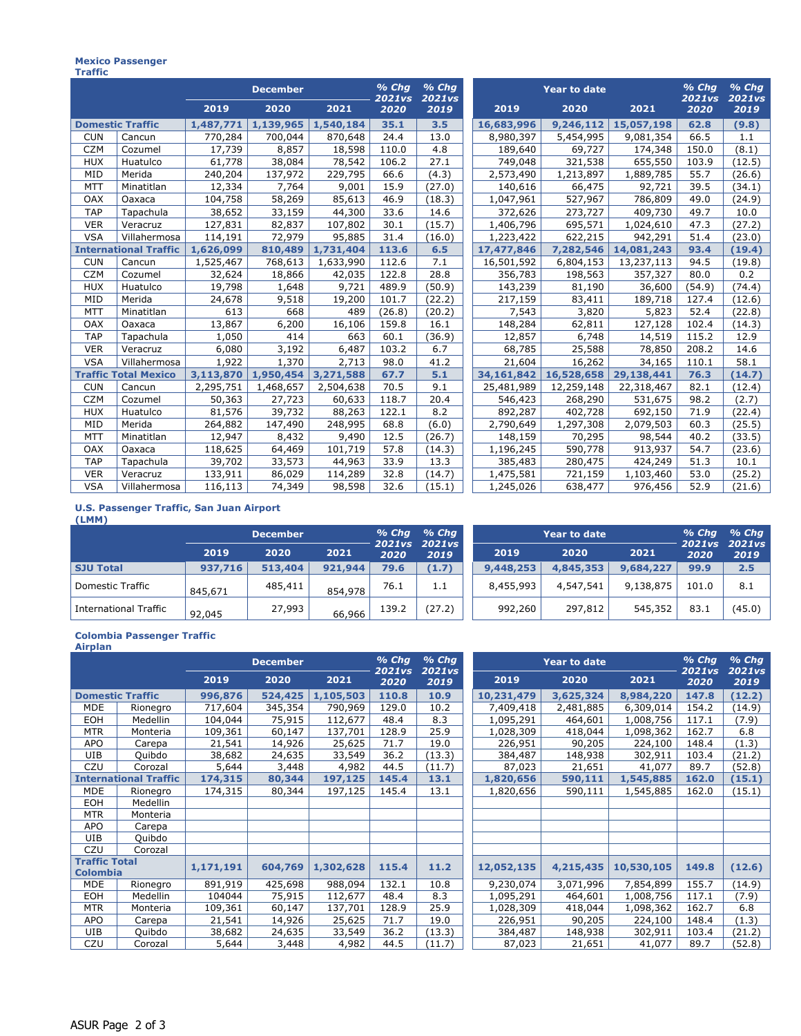### Mexico Passenger Traffic

| | | December | | | % Chg 2021vs 2020 | % Chg 2021vs 2019 | Year to date | | | % Chg 2021vs 2020 | % Chg 2021vs 2019 |
|---|---|---|---|---|---|---|---|---|---|---|---|
| | | 2019 | 2020 | 2021 | | | 2019 | 2020 | 2021 | | |
| **Domestic Traffic** | | **1,487,771** | **1,139,965** | **1,540,184** | **35.1** | **3.5** | **16,683,996** | **9,246,112** | **15,057,198** | **62.8** | **(9.8)** |
| CUN | Cancun | 770,284 | 700,044 | 870,648 | 24.4 | 13.0 | 8,980,397 | 5,454,995 | 9,081,354 | 66.5 | 1.1 |
| CZM | Cozumel | 17,739 | 8,857 | 18,598 | 110.0 | 4.8 | 189,640 | 69,727 | 174,348 | 150.0 | (8.1) |
| HUX | Huatulco | 61,778 | 38,084 | 78,542 | 106.2 | 27.1 | 749,048 | 321,538 | 655,550 | 103.9 | (12.5) |
| MID | Merida | 240,204 | 137,972 | 229,795 | 66.6 | (4.3) | 2,573,490 | 1,213,897 | 1,889,785 | 55.7 | (26.6) |
| MTT | Minatitlan | 12,334 | 7,764 | 9,001 | 15.9 | (27.0) | 140,616 | 66,475 | 92,721 | 39.5 | (34.1) |
| OAX | Oaxaca | 104,758 | 58,269 | 85,613 | 46.9 | (18.3) | 1,047,961 | 527,967 | 786,809 | 49.0 | (24.9) |
| TAP | Tapachula | 38,652 | 33,159 | 44,300 | 33.6 | 14.6 | 372,626 | 273,727 | 409,730 | 49.7 | 10.0 |
| VER | Veracruz | 127,831 | 82,837 | 107,802 | 30.1 | (15.7) | 1,406,796 | 695,571 | 1,024,610 | 47.3 | (27.2) |
| VSA | Villahermosa | 114,191 | 72,979 | 95,885 | 31.4 | (16.0) | 1,223,422 | 622,215 | 942,291 | 51.4 | (23.0) |
| **International Traffic** | | **1,626,099** | **810,489** | **1,731,404** | **113.6** | **6.5** | **17,477,846** | **7,282,546** | **14,081,243** | **93.4** | **(19.4)** |
| CUN | Cancun | 1,525,467 | 768,613 | 1,633,990 | 112.6 | 7.1 | 16,501,592 | 6,804,153 | 13,237,113 | 94.5 | (19.8) |
| CZM | Cozumel | 32,624 | 18,866 | 42,035 | 122.8 | 28.8 | 356,783 | 198,563 | 357,327 | 80.0 | 0.2 |
| HUX | Huatulco | 19,798 | 1,648 | 9,721 | 489.9 | (50.9) | 143,239 | 81,190 | 36,600 | (54.9) | (74.4) |
| MID | Merida | 24,678 | 9,518 | 19,200 | 101.7 | (22.2) | 217,159 | 83,411 | 189,718 | 127.4 | (12.6) |
| MTT | Minatitlan | 613 | 668 | 489 | (26.8) | (20.2) | 7,543 | 3,820 | 5,823 | 52.4 | (22.8) |
| OAX | Oaxaca | 13,867 | 6,200 | 16,106 | 159.8 | 16.1 | 148,284 | 62,811 | 127,128 | 102.4 | (14.3) |
| TAP | Tapachula | 1,050 | 414 | 663 | 60.1 | (36.9) | 12,857 | 6,748 | 14,519 | 115.2 | 12.9 |
| VER | Veracruz | 6,080 | 3,192 | 6,487 | 103.2 | 6.7 | 68,785 | 25,588 | 78,850 | 208.2 | 14.6 |
| VSA | Villahermosa | 1,922 | 1,370 | 2,713 | 98.0 | 41.2 | 21,604 | 16,262 | 34,165 | 110.1 | 58.1 |
| **Traffic Total Mexico** | | **3,113,870** | **1,950,454** | **3,271,588** | **67.7** | **5.1** | **34,161,842** | **16,528,658** | **29,138,441** | **76.3** | **(14.7)** |
| CUN | Cancun | 2,295,751 | 1,468,657 | 2,504,638 | 70.5 | 9.1 | 25,481,989 | 12,259,148 | 22,318,467 | 82.1 | (12.4) |
| CZM | Cozumel | 50,363 | 27,723 | 60,633 | 118.7 | 20.4 | 546,423 | 268,290 | 531,675 | 98.2 | (2.7) |
| HUX | Huatulco | 81,576 | 39,732 | 88,263 | 122.1 | 8.2 | 892,287 | 402,728 | 692,150 | 71.9 | (22.4) |
| MID | Merida | 264,882 | 147,490 | 248,995 | 68.8 | (6.0) | 2,790,649 | 1,297,308 | 2,079,503 | 60.3 | (25.5) |
| MTT | Minatitlan | 12,947 | 8,432 | 9,490 | 12.5 | (26.7) | 148,159 | 70,295 | 98,544 | 40.2 | (33.5) |
| OAX | Oaxaca | 118,625 | 64,469 | 101,719 | 57.8 | (14.3) | 1,196,245 | 590,778 | 913,937 | 54.7 | (23.6) |
| TAP | Tapachula | 39,702 | 33,573 | 44,963 | 33.9 | 13.3 | 385,483 | 280,475 | 424,249 | 51.3 | 10.1 |
| VER | Veracruz | 133,911 | 86,029 | 114,289 | 32.8 | (14.7) | 1,475,581 | 721,159 | 1,103,460 | 53.0 | (25.2) |
| VSA | Villahermosa | 116,113 | 74,349 | 98,598 | 32.6 | (15.1) | 1,245,026 | 638,477 | 976,456 | 52.9 | (21.6) |

### U.S. Passenger Traffic, San Juan Airport (LMM)

| | December | | | % Chg 2021vs 2020 | % Chg 2021vs 2019 | Year to date | | | % Chg 2021vs 2020 | % Chg 2021vs 2019 |
|---|---|---|---|---|---|---|---|---|---|---|
| | 2019 | 2020 | 2021 | | | 2019 | 2020 | 2021 | | |
| **SJU Total** | **937,716** | **513,404** | **921,944** | **79.6** | **(1.7)** | **9,448,253** | **4,845,353** | **9,684,227** | **99.9** | **2.5** |
| Domestic Traffic | 845,671 | 485,411 | 854,978 | 76.1 | 1.1 | 8,455,993 | 4,547,541 | 9,138,875 | 101.0 | 8.1 |
| International Traffic | 92,045 | 27,993 | 66,966 | 139.2 | (27.2) | 992,260 | 297,812 | 545,352 | 83.1 | (45.0) |

### Colombia Passenger Traffic Airplan

| | | December | | | % Chg 2021vs 2020 | % Chg 2021vs 2019 | Year to date | | | % Chg 2021vs 2020 | % Chg 2021vs 2019 |
|---|---|---|---|---|---|---|---|---|---|---|---|
| | | 2019 | 2020 | 2021 | | | 2019 | 2020 | 2021 | | |
| **Domestic Traffic** | | **996,876** | **524,425** | **1,105,503** | **110.8** | **10.9** | **10,231,479** | **3,625,324** | **8,984,220** | **147.8** | **(12.2)** |
| MDE | Rionegro | 717,604 | 345,354 | 790,969 | 129.0 | 10.2 | 7,409,418 | 2,481,885 | 6,309,014 | 154.2 | (14.9) |
| EOH | Medellin | 104,044 | 75,915 | 112,677 | 48.4 | 8.3 | 1,095,291 | 464,601 | 1,008,756 | 117.1 | (7.9) |
| MTR | Monteria | 109,361 | 60,147 | 137,701 | 128.9 | 25.9 | 1,028,309 | 418,044 | 1,098,362 | 162.7 | 6.8 |
| APO | Carepa | 21,541 | 14,926 | 25,625 | 71.7 | 19.0 | 226,951 | 90,205 | 224,100 | 148.4 | (1.3) |
| UIB | Quibdo | 38,682 | 24,635 | 33,549 | 36.2 | (13.3) | 384,487 | 148,938 | 302,911 | 103.4 | (21.2) |
| CZU | Corozal | 5,644 | 3,448 | 4,982 | 44.5 | (11.7) | 87,023 | 21,651 | 41,077 | 89.7 | (52.8) |
| **International Traffic** | | **174,315** | **80,344** | **197,125** | **145.4** | **13.1** | **1,820,656** | **590,111** | **1,545,885** | **162.0** | **(15.1)** |
| MDE | Rionegro | 174,315 | 80,344 | 197,125 | 145.4 | 13.1 | 1,820,656 | 590,111 | 1,545,885 | 162.0 | (15.1) |
| EOH | Medellin | | | | | | | | | | |
| MTR | Monteria | | | | | | | | | | |
| APO | Carepa | | | | | | | | | | |
| UIB | Quibdo | | | | | | | | | | |
| CZU | Corozal | | | | | | | | | | |
| **Traffic Total Colombia** | | **1,171,191** | **604,769** | **1,302,628** | **115.4** | **11.2** | **12,052,135** | **4,215,435** | **10,530,105** | **149.8** | **(12.6)** |
| MDE | Rionegro | 891,919 | 425,698 | 988,094 | 132.1 | 10.8 | 9,230,074 | 3,071,996 | 7,854,899 | 155.7 | (14.9) |
| EOH | Medellin | 104044 | 75,915 | 112,677 | 48.4 | 8.3 | 1,095,291 | 464,601 | 1,008,756 | 117.1 | (7.9) |
| MTR | Monteria | 109,361 | 60,147 | 137,701 | 128.9 | 25.9 | 1,028,309 | 418,044 | 1,098,362 | 162.7 | 6.8 |
| APO | Carepa | 21,541 | 14,926 | 25,625 | 71.7 | 19.0 | 226,951 | 90,205 | 224,100 | 148.4 | (1.3) |
| UIB | Quibdo | 38,682 | 24,635 | 33,549 | 36.2 | (13.3) | 384,487 | 148,938 | 302,911 | 103.4 | (21.2) |
| CZU | Corozal | 5,644 | 3,448 | 4,982 | 44.5 | (11.7) | 87,023 | 21,651 | 41,077 | 89.7 | (52.8) |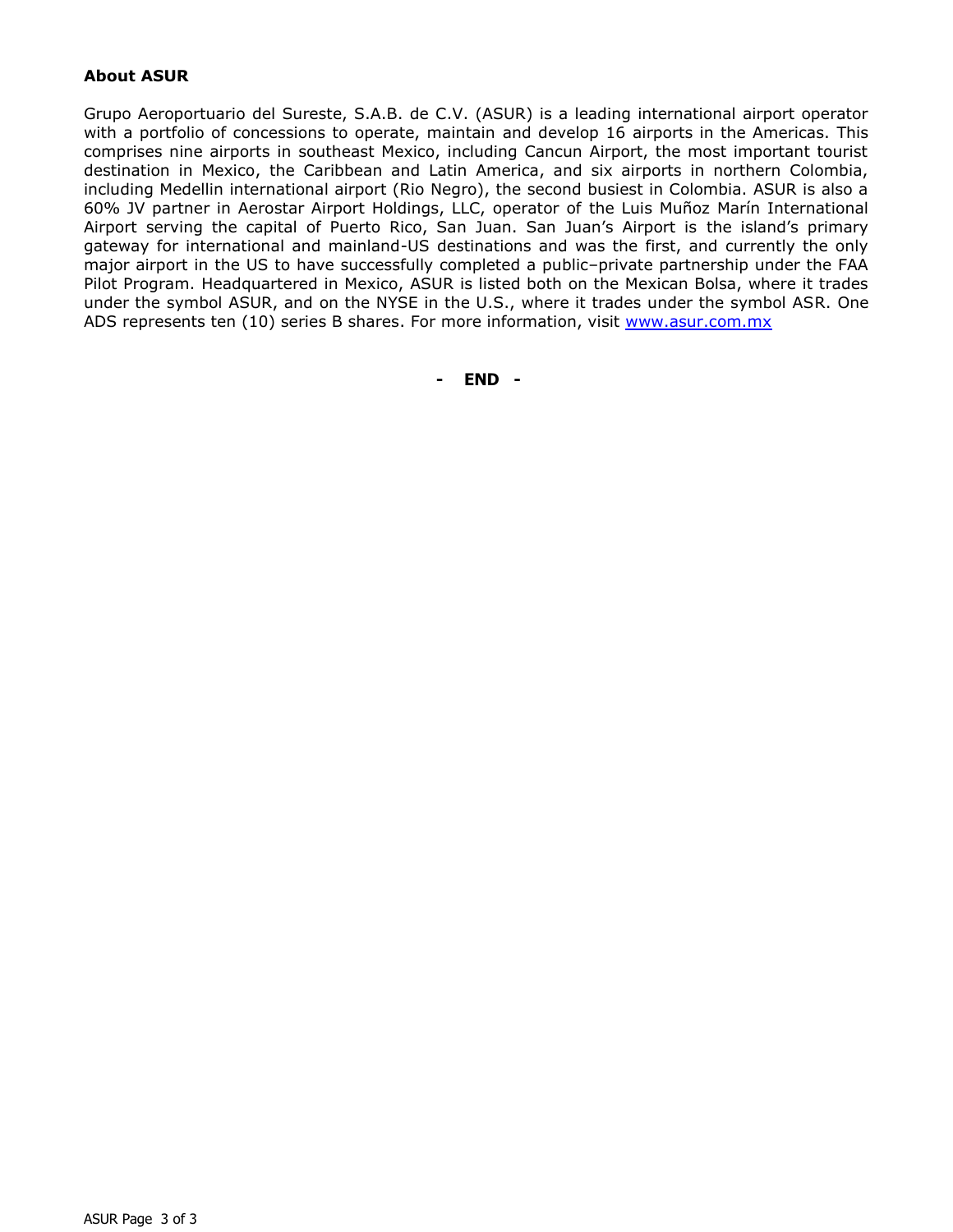**About ASUR**

Grupo Aeroportuario del Sureste, S.A.B. de C.V. (ASUR) is a leading international airport operator with a portfolio of concessions to operate, maintain and develop 16 airports in the Americas. This comprises nine airports in southeast Mexico, including Cancun Airport, the most important tourist destination in Mexico, the Caribbean and Latin America, and six airports in northern Colombia, including Medellin international airport (Rio Negro), the second busiest in Colombia. ASUR is also a 60% JV partner in Aerostar Airport Holdings, LLC, operator of the Luis Muñoz Marín International Airport serving the capital of Puerto Rico, San Juan. San Juan's Airport is the island's primary gateway for international and mainland-US destinations and was the first, and currently the only major airport in the US to have successfully completed a public–private partnership under the FAA Pilot Program. Headquartered in Mexico, ASUR is listed both on the Mexican Bolsa, where it trades under the symbol ASUR, and on the NYSE in the U.S., where it trades under the symbol ASR. One ADS represents ten (10) series B shares. For more information, visit [www.asur.com.mx](http://www.asur.com.mx)

**- END -**